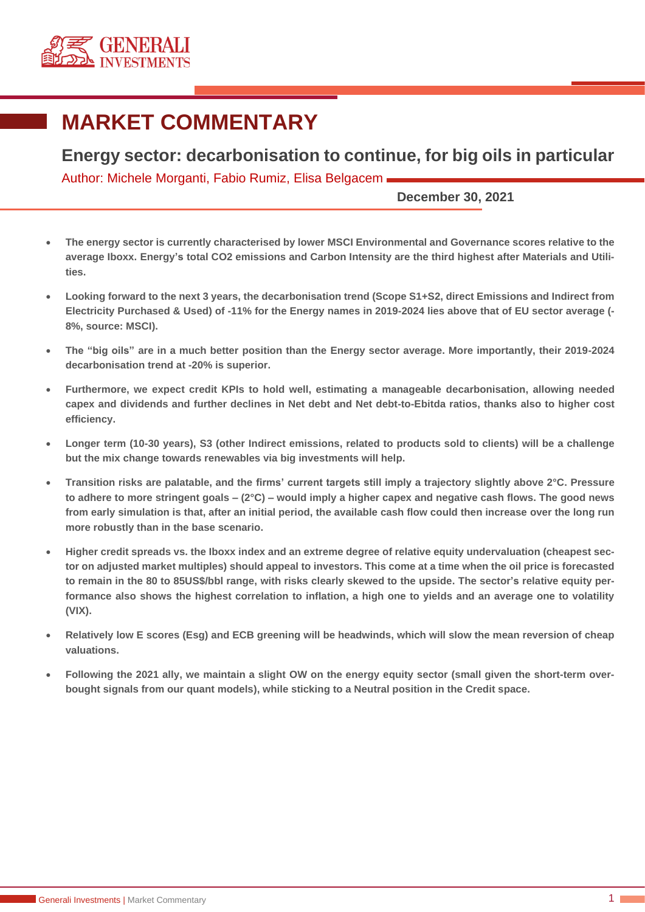# MARKET COMMENTARY

## Energy sector: decarbonisation to continue, for big oils in particular

Author: Michele Morganti, Fabio Rumiz, Elisa Belgacem

**December 30, 2021**

- **The energy sector is currently characterised by lower MSCI Environmental and Governance scores relative to the average Iboxx. Energy's total CO2 emissions and Carbon Intensity are the third highest after Materials and Utilities.**
- **Looking forward to the next 3 years, the decarbonisation trend (Scope S1+S2, direct Emissions and Indirect from Electricity Purchased & Used) of -11% for the Energy names in 2019-2024 lies above that of EU sector average (-8%, source: MSCI).**
- **The "big oils" are in a much better position than the Energy sector average. More importantly, their 2019-2024 decarbonisation trend at -20% is superior.**
- **Furthermore, we expect credit KPIs to hold well, estimating a manageable decarbonisation, allowing needed capex and dividends and further declines in Net debt and Net debt-to-Ebitda ratios, thanks also to higher cost efficiency.**
- **Longer term (10-30 years), S3 (other Indirect emissions, related to products sold to clients) will be a challenge but the mix change towards renewables via big investments will help.**
- **Transition risks are palatable, and the firms' current targets still imply a trajectory slightly above 2°C. Pressure to adhere to more stringent goals – (2°C) – would imply a higher capex and negative cash flows. The good news from early simulation is that, after an initial period, the available cash flow could then increase over the long run more robustly than in the base scenario.**
- **Higher credit spreads vs. the Iboxx index and an extreme degree of relative equity undervaluation (cheapest sector on adjusted market multiples) should appeal to investors. This come at a time when the oil price is forecasted to remain in the 80 to 85US$/bbl range, with risks clearly skewed to the upside. The sector's relative equity performance also shows the highest correlation to inflation, a high one to yields and an average one to volatility (VIX).**
- **Relatively low E scores (Esg) and ECB greening will be headwinds, which will slow the mean reversion of cheap valuations.**
- **Following the 2021 ally, we maintain a slight OW on the energy equity sector (small given the short-term overbought signals from our quant models), while sticking to a Neutral position in the Credit space.**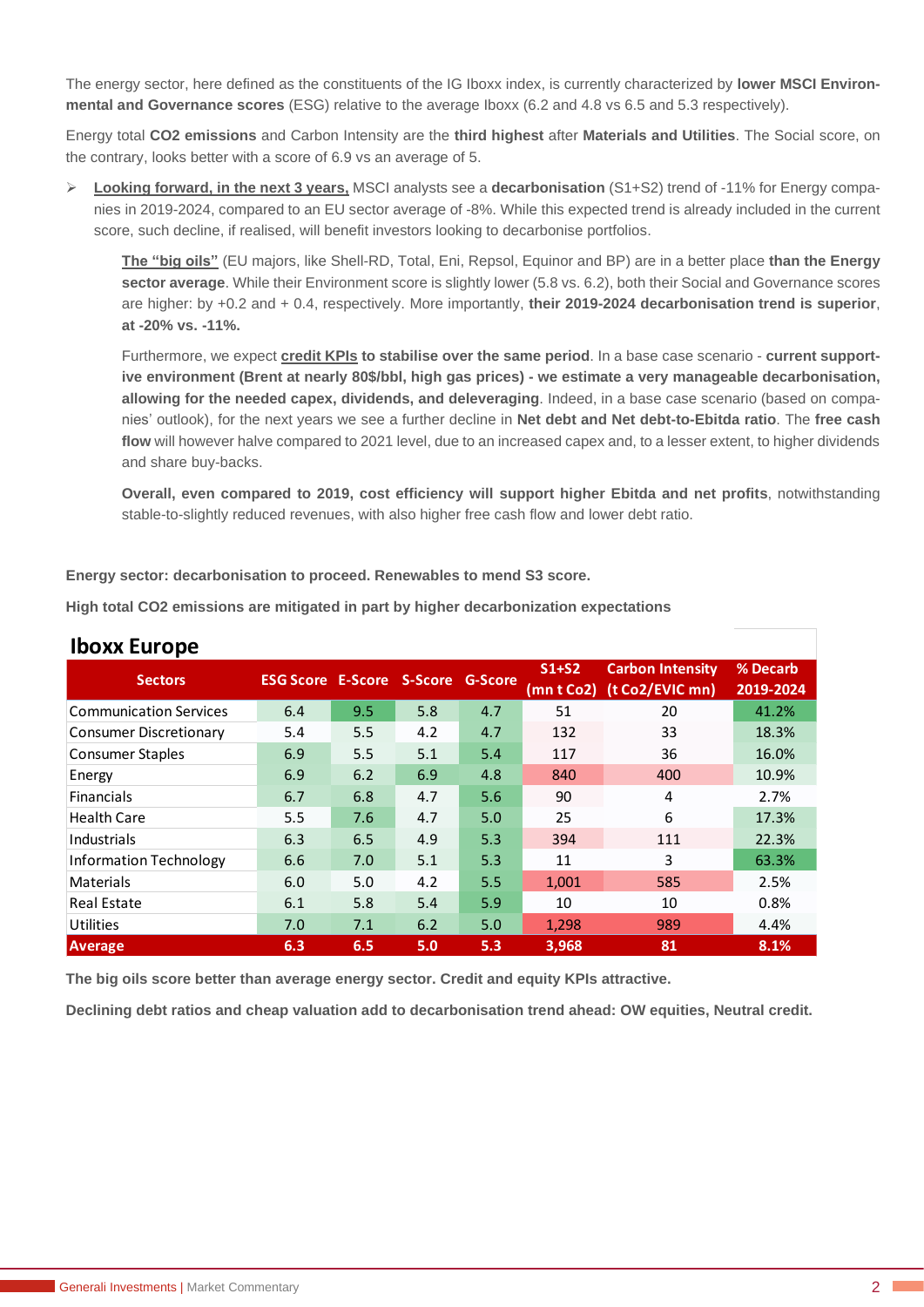The energy sector, here defined as the constituents of the IG Iboxx index, is currently characterized by **lower MSCI Environmental and Governance scores** (ESG) relative to the average Iboxx (6.2 and 4.8 vs 6.5 and 5.3 respectively).

Energy total **CO2 emissions** and Carbon Intensity are the **third highest** after **Materials and Utilities**. The Social score, on the contrary, looks better with a score of 6.9 vs an average of 5.

- **Looking forward, in the next 3 years,** MSCI analysts see a **decarbonisation** (S1+S2) trend of -11% for Energy companies in 2019-2024, compared to an EU sector average of -8%. While this expected trend is already included in the current score, such decline, if realised, will benefit investors looking to decarbonise portfolios.

  **The "big oils"** (EU majors, like Shell-RD, Total, Eni, Repsol, Equinor and BP) are in a better place **than the Energy sector average**. While their Environment score is slightly lower (5.8 vs. 6.2), both their Social and Governance scores are higher: by +0.2 and + 0.4, respectively. More importantly, **their 2019-2024 decarbonisation trend is superior, at -20% vs. -11%.**

  Furthermore, we expect **credit KPIs to stabilise over the same period**. In a base case scenario - **current supportive environment (Brent at nearly 80$/bbl, high gas prices) - we estimate a very manageable decarbonisation, allowing for the needed capex, dividends, and deleveraging**. Indeed, in a base case scenario (based on companies' outlook), for the next years we see a further decline in **Net debt and Net debt-to-Ebitda ratio**. The **free cash flow** will however halve compared to 2021 level, due to an increased capex and, to a lesser extent, to higher dividends and share buy-backs.

  **Overall, even compared to 2019, cost efficiency will support higher Ebitda and net profits**, notwithstanding stable-to-slightly reduced revenues, with also higher free cash flow and lower debt ratio.

**Energy sector: decarbonisation to proceed. Renewables to mend S3 score.**

**High total CO2 emissions are mitigated in part by higher decarbonization expectations**

**Iboxx Europe**

| Sectors | ESG Score | E-Score | S-Score | G-Score | S1+S2 (mn t Co2) | Carbon Intensity (t Co2/EVIC mn) | % Decarb 2019-2024 |
|---|---|---|---|---|---|---|---|
| Communication Services | 6.4 | 9.5 | 5.8 | 4.7 | 51 | 20 | 41.2% |
| Consumer Discretionary | 5.4 | 5.5 | 4.2 | 4.7 | 132 | 33 | 18.3% |
| Consumer Staples | 6.9 | 5.5 | 5.1 | 5.4 | 117 | 36 | 16.0% |
| Energy | 6.9 | 6.2 | 6.9 | 4.8 | 840 | 400 | 10.9% |
| Financials | 6.7 | 6.8 | 4.7 | 5.6 | 90 | 4 | 2.7% |
| Health Care | 5.5 | 7.6 | 4.7 | 5.0 | 25 | 6 | 17.3% |
| Industrials | 6.3 | 6.5 | 4.9 | 5.3 | 394 | 111 | 22.3% |
| Information Technology | 6.6 | 7.0 | 5.1 | 5.3 | 11 | 3 | 63.3% |
| Materials | 6.0 | 5.0 | 4.2 | 5.5 | 1,001 | 585 | 2.5% |
| Real Estate | 6.1 | 5.8 | 5.4 | 5.9 | 10 | 10 | 0.8% |
| Utilities | 7.0 | 7.1 | 6.2 | 5.0 | 1,298 | 989 | 4.4% |
| **Average** | **6.3** | **6.5** | **5.0** | **5.3** | **3,968** | **81** | **8.1%** |

**The big oils score better than average energy sector. Credit and equity KPIs attractive.**

**Declining debt ratios and cheap valuation add to decarbonisation trend ahead: OW equities, Neutral credit.**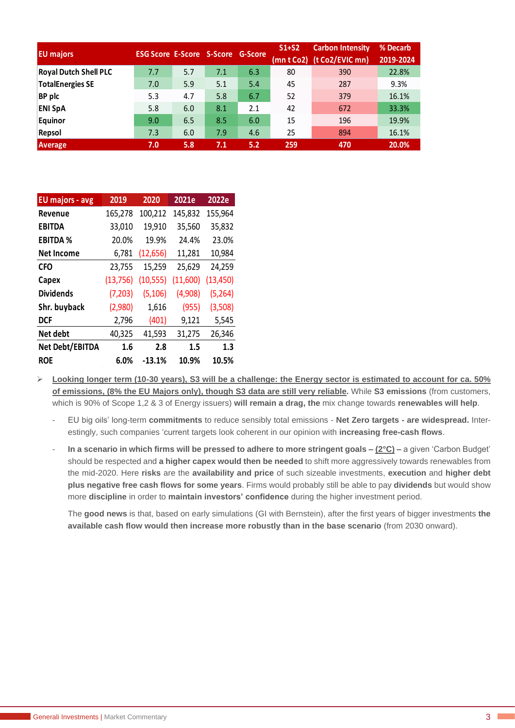| EU majors | ESG Score | E-Score | S-Score | G-Score | S1+S2 (mn t Co2) | Carbon Intensity (t Co2/EVIC mn) | % Decarb 2019-2024 |
|---|---|---|---|---|---|---|---|
| Royal Dutch Shell PLC | 7.7 | 5.7 | 7.1 | 6.3 | 80 | 390 | 22.8% |
| TotalEnergies SE | 7.0 | 5.9 | 5.1 | 5.4 | 45 | 287 | 9.3% |
| BP plc | 5.3 | 4.7 | 5.8 | 6.7 | 52 | 379 | 16.1% |
| ENI SpA | 5.8 | 6.0 | 8.1 | 2.1 | 42 | 672 | 33.3% |
| Equinor | 9.0 | 6.5 | 8.5 | 6.0 | 15 | 196 | 19.9% |
| Repsol | 7.3 | 6.0 | 7.9 | 4.6 | 25 | 894 | 16.1% |
| **Average** | **7.0** | **5.8** | **7.1** | **5.2** | **259** | **470** | **20.0%** |

| EU majors - avg | 2019 | 2020 | 2021e | 2022e |
|---|---|---|---|---|
| Revenue | 165,278 | 100,212 | 145,832 | 155,964 |
| EBITDA | 33,010 | 19,910 | 35,560 | 35,832 |
| EBITDA % | 20.0% | 19.9% | 24.4% | 23.0% |
| Net Income | 6,781 | (12,656) | 11,281 | 10,984 |
| CFO | 23,755 | 15,259 | 25,629 | 24,259 |
| Capex | (13,756) | (10,555) | (11,600) | (13,450) |
| Dividends | (7,203) | (5,106) | (4,908) | (5,264) |
| Shr. buyback | (2,980) | 1,616 | (955) | (3,508) |
| DCF | 2,796 | (401) | 9,121 | 5,545 |
| Net debt | 40,325 | 41,593 | 31,275 | 26,346 |
| **Net Debt/EBITDA** | **1.6** | **2.8** | **1.5** | **1.3** |
| **ROE** | **6.0%** | **-13.1%** | **10.9%** | **10.5%** |

- **Looking longer term (10-30 years), S3 will be a challenge: the Energy sector is estimated to account for ca. 50% of emissions, (8% the EU Majors only), though S3 data are still very reliable.** While **S3 emissions** (from customers, which is 90% of Scope 1,2 & 3 of Energy issuers) **will remain a drag, the** mix change towards **renewables will help**.
  - EU big oils' long-term **commitments** to reduce sensibly total emissions - **Net Zero targets - are widespread.** Interestingly, such companies 'current targets look coherent in our opinion with **increasing free-cash flows**.
  - **In a scenario in which firms will be pressed to adhere to more stringent goals – (2°C) –** a given 'Carbon Budget' should be respected and **a higher capex would then be needed** to shift more aggressively towards renewables from the mid-2020. Here **risks** are the **availability and price** of such sizeable investments, **execution** and **higher debt plus negative free cash flows for some years**. Firms would probably still be able to pay **dividends** but would show more **discipline** in order to **maintain investors' confidence** during the higher investment period.

    The **good news** is that, based on early simulations (GI with Bernstein), after the first years of bigger investments **the available cash flow would then increase more robustly than in the base scenario** (from 2030 onward).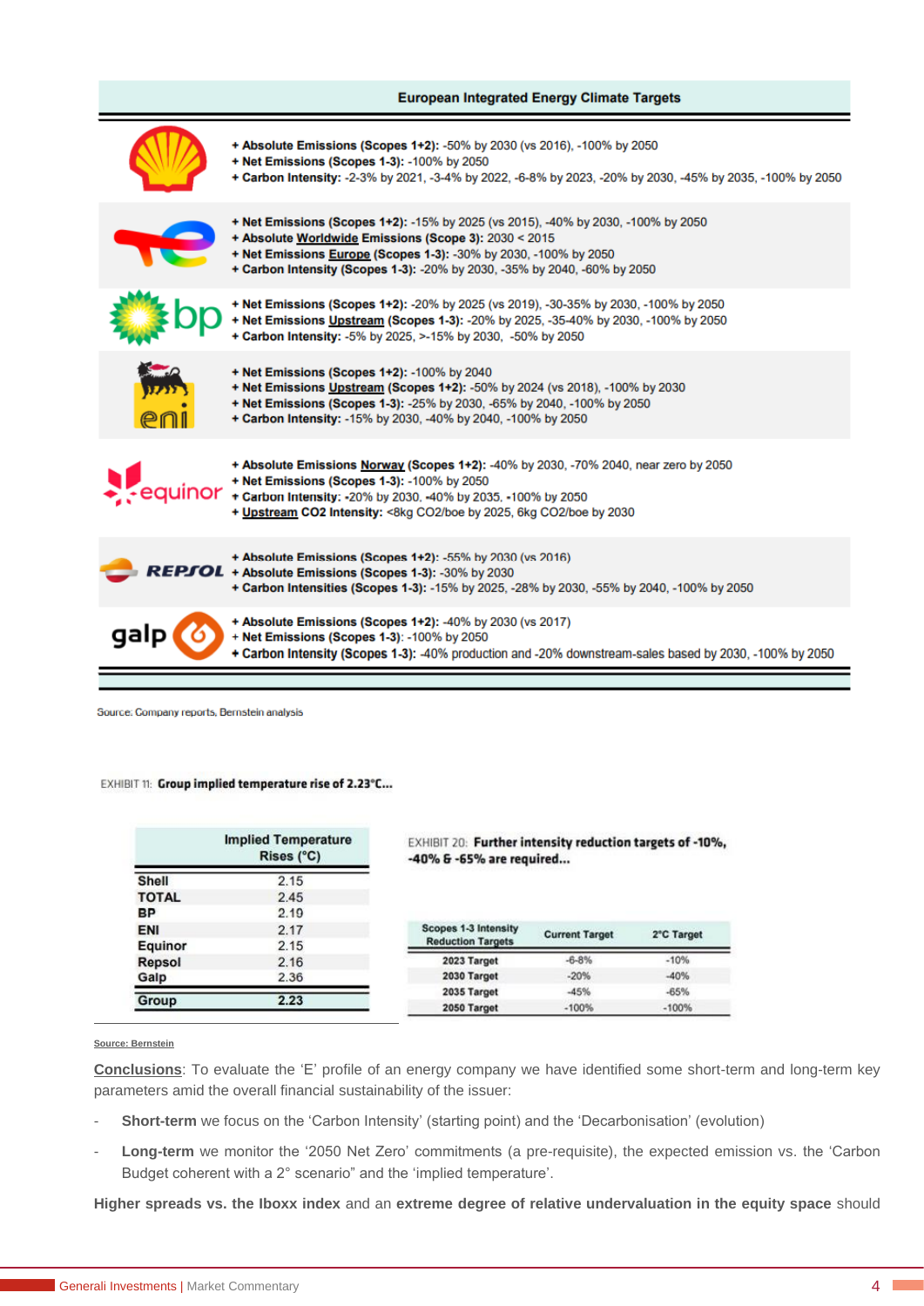**European Integrated Energy Climate Targets**

| Company | Targets |
|---|---|
| Shell | + **Absolute Emissions (Scopes 1+2):** -50% by 2030 (vs 2016), -100% by 2050<br>+ **Net Emissions (Scopes 1-3):** -100% by 2050<br>+ **Carbon Intensity:** -2-3% by 2021, -3-4% by 2022, -6-8% by 2023, -20% by 2030, -45% by 2035, -100% by 2050 |
| TotalEnergies | + **Net Emissions (Scopes 1+2):** -15% by 2025 (vs 2015), -40% by 2030, -100% by 2050<br>+ **Absolute Worldwide Emissions (Scope 3):** 2030 < 2015<br>+ **Net Emissions Europe (Scopes 1-3):** -30% by 2030, -100% by 2050<br>+ **Carbon Intensity (Scopes 1-3):** -20% by 2030, -35% by 2040, -60% by 2050 |
| bp | + **Net Emissions (Scopes 1+2):** -20% by 2025 (vs 2019), -30-35% by 2030, -100% by 2050<br>+ **Net Emissions Upstream (Scopes 1-3):** -20% by 2025, -35-40% by 2030, -100% by 2050<br>+ **Carbon Intensity:** -5% by 2025, >-15% by 2030, -50% by 2050 |
| eni | + **Net Emissions (Scopes 1+2):** -100% by 2040<br>+ **Net Emissions Upstream (Scopes 1+2):** -50% by 2024 (vs 2018), -100% by 2030<br>+ **Net Emissions (Scopes 1-3):** -25% by 2030, -65% by 2040, -100% by 2050<br>+ **Carbon Intensity:** -15% by 2030, -40% by 2040, -100% by 2050 |
| equinor | + **Absolute Emissions Norway (Scopes 1+2):** -40% by 2030, -70% 2040, near zero by 2050<br>+ **Net Emissions (Scopes 1-3):** -100% by 2050<br>+ **Carbon Intensity:** -20% by 2030, -40% by 2035, -100% by 2050<br>+ **Upstream $CO_2$ Intensity:** <8kg CO2/boe by 2025, 6kg CO2/boe by 2030 |
| Repsol | + **Absolute Emissions (Scopes 1+2):** -55% by 2030 (vs 2016)<br>+ **Absolute Emissions (Scopes 1-3):** -30% by 2030<br>+ **Carbon Intensities (Scopes 1-3):** -15% by 2025, -28% by 2030, -55% by 2040, -100% by 2050 |
| galp | + **Absolute Emissions (Scopes 1+2):** -40% by 2030 (vs 2017)<br>+ **Net Emissions (Scopes 1-3):** -100% by 2050<br>+ **Carbon Intensity (Scopes 1-3):** -40% production and -20% downstream-sales based by 2030, -100% by 2050 |

Source: Company reports, Bernstein analysis

EXHIBIT 11: **Group implied temperature rise of 2.23°C...**

| | Implied Temperature Rises (°C) |
|---|---|
| Shell | 2.15 |
| TOTAL | 2.45 |
| BP | 2.10 |
| ENI | 2.17 |
| Equinor | 2.15 |
| Repsol | 2.16 |
| Galp | 2.36 |
| **Group** | **2.23** |

EXHIBIT 20: **Further intensity reduction targets of -10%, -40% & -65% are required...**

| Scopes 1-3 Intensity Reduction Targets | Current Target | 2°C Target |
|---|---|---|
| 2023 Target | -6-8% | -10% |
| 2030 Target | -20% | -40% |
| 2035 Target | -45% | -65% |
| 2050 Target | -100% | -100% |

Source: Bernstein

Conclusions: To evaluate the 'E' profile of an energy company we have identified some short-term and long-term key parameters amid the overall financial sustainability of the issuer:

- **Short-term** we focus on the 'Carbon Intensity' (starting point) and the 'Decarbonisation' (evolution)
- **Long-term** we monitor the '2050 Net Zero' commitments (a pre-requisite), the expected emission vs. the 'Carbon Budget coherent with a 2° scenario" and the 'implied temperature'.

**Higher spreads vs. the Iboxx index** and an **extreme degree of relative undervaluation in the equity space** should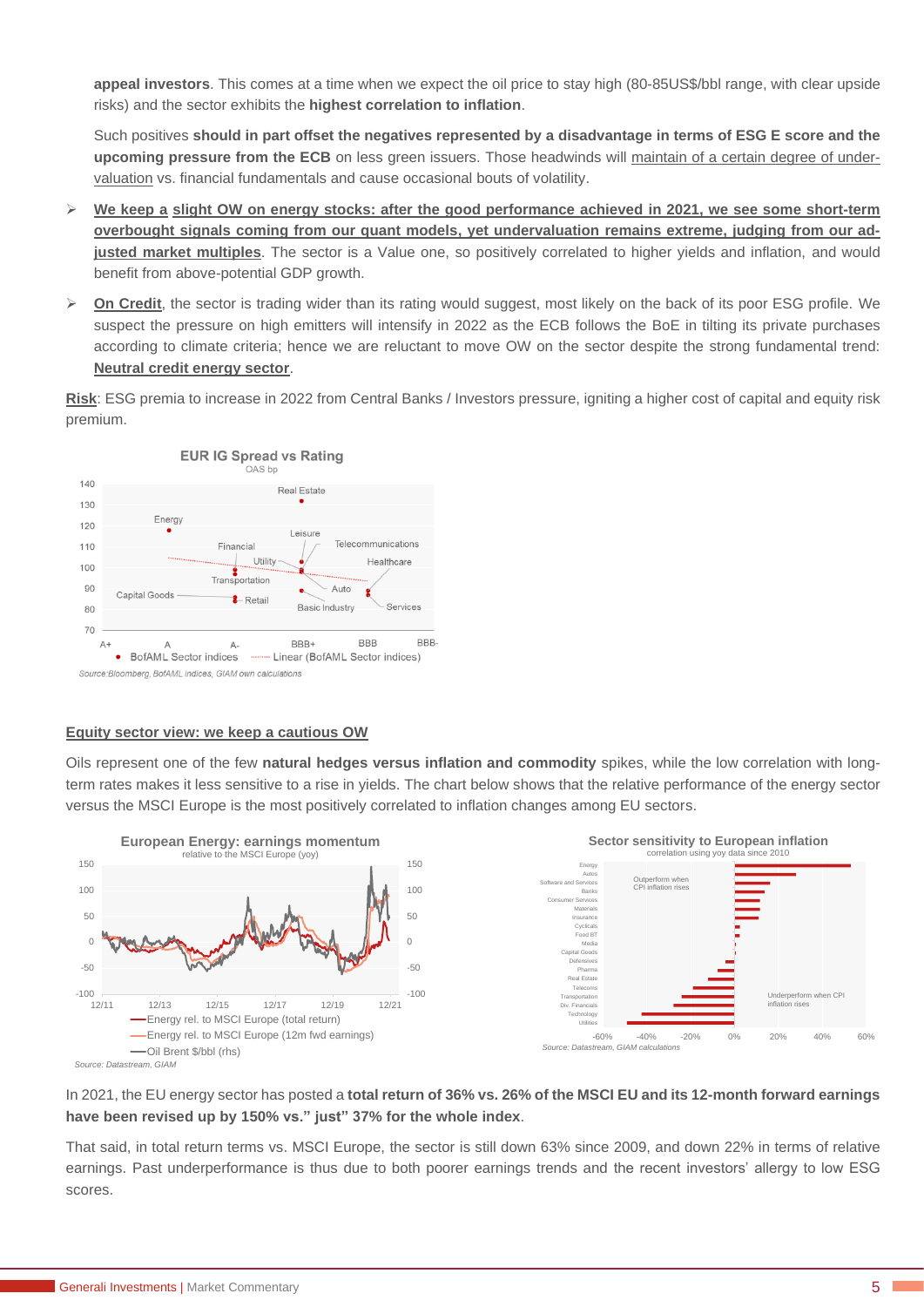**appeal investors**. This comes at a time when we expect the oil price to stay high (80-85US$/bbl range, with clear upside risks) and the sector exhibits the **highest correlation to inflation**.

Such positives **should in part offset the negatives represented by a disadvantage in terms of ESG E score and the upcoming pressure from the ECB** on less green issuers. Those headwinds will maintain of a certain degree of under-valuation vs. financial fundamentals and cause occasional bouts of volatility.

- **We keep a slight OW on energy stocks: after the good performance achieved in 2021, we see some short-term overbought signals coming from our quant models, yet undervaluation remains extreme, judging from our adjusted market multiples**. The sector is a Value one, so positively correlated to higher yields and inflation, and would benefit from above-potential GDP growth.
- **On Credit**, the sector is trading wider than its rating would suggest, most likely on the back of its poor ESG profile. We suspect the pressure on high emitters will intensify in 2022 as the ECB follows the BoE in tilting its private purchases according to climate criteria; hence we are reluctant to move OW on the sector despite the strong fundamental trend: **Neutral credit energy sector**.

**Risk**: ESG premia to increase in 2022 from Central Banks / Investors pressure, igniting a higher cost of capital and equity risk premium.

EUR IG Spread vs Rating

OAS bp

Source: Bloomberg, BofAML indices, GIAM own calculations

## Equity sector view: we keep a cautious OW

Oils represent one of the few **natural hedges versus inflation and commodity** spikes, while the low correlation with long-term rates makes it less sensitive to a rise in yields. The chart below shows that the relative performance of the energy sector versus the MSCI Europe is the most positively correlated to inflation changes among EU sectors.

European Energy: earnings momentum

relative to the MSCI Europe (yoy)

Source: Datastream, GIAM

Sector sensitivity to European inflation

correlation using yoy data since 2010

Source: Datastream, GIAM calculations

In 2021, the EU energy sector has posted a **total return of 36% vs. 26% of the MSCI EU and its 12-month forward earnings have been revised up by 150% vs." just" 37% for the whole index**.

That said, in total return terms vs. MSCI Europe, the sector is still down 63% since 2009, and down 22% in terms of relative earnings. Past underperformance is thus due to both poorer earnings trends and the recent investors' allergy to low ESG scores.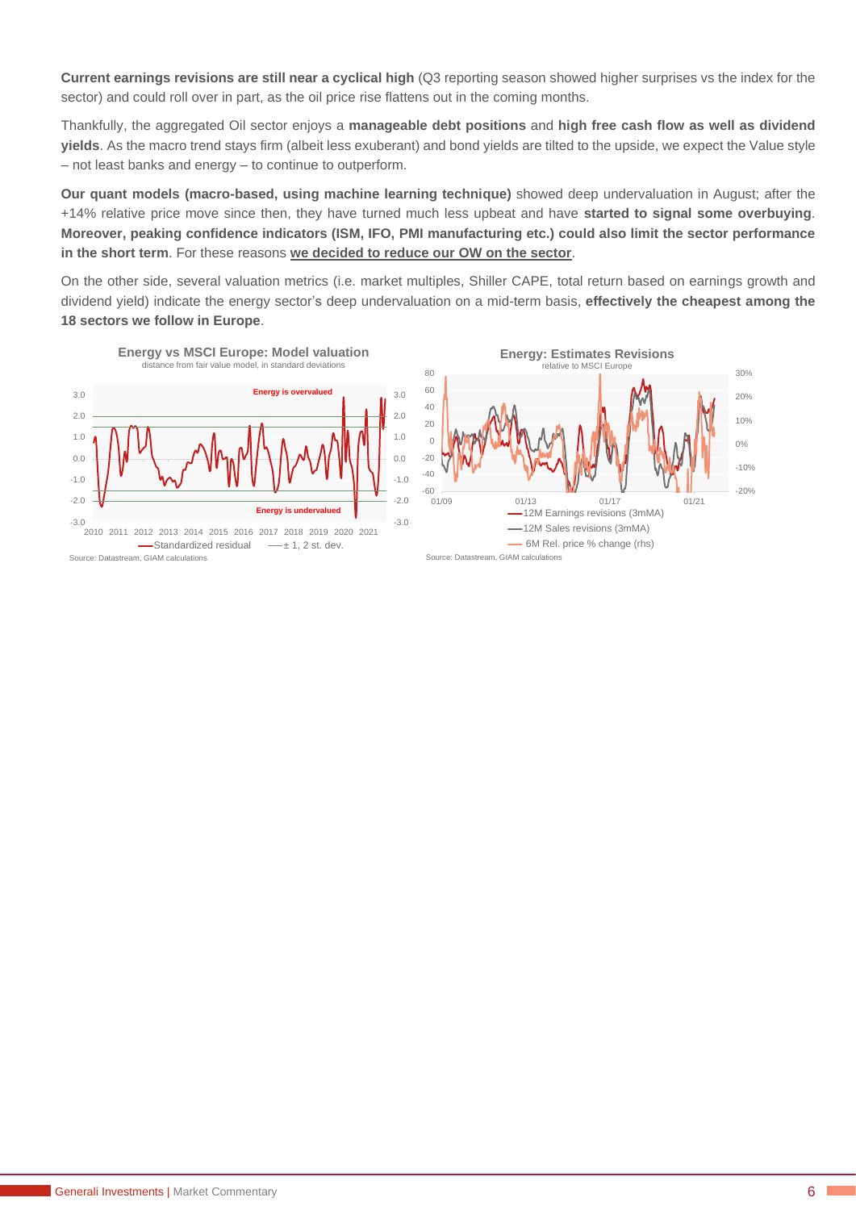**Current earnings revisions are still near a cyclical high** (Q3 reporting season showed higher surprises vs the index for the sector) and could roll over in part, as the oil price rise flattens out in the coming months.

Thankfully, the aggregated Oil sector enjoys a **manageable debt positions** and **high free cash flow as well as dividend yields**. As the macro trend stays firm (albeit less exuberant) and bond yields are tilted to the upside, we expect the Value style – not least banks and energy – to continue to outperform.

**Our quant models (macro-based, using machine learning technique)** showed deep undervaluation in August; after the +14% relative price move since then, they have turned much less upbeat and have **started to signal some overbuying**. **Moreover, peaking confidence indicators (ISM, IFO, PMI manufacturing etc.) could also limit the sector performance in the short term**. For these reasons **we decided to reduce our OW on the sector**.

On the other side, several valuation metrics (i.e. market multiples, Shiller CAPE, total return based on earnings growth and dividend yield) indicate the energy sector's deep undervaluation on a mid-term basis, **effectively the cheapest among the 18 sectors we follow in Europe**.

**Energy vs MSCI Europe: Model valuation**
distance from fair value model, in standard deviations

Source: Datastream, GIAM calculations

**Energy: Estimates Revisions**
relative to MSCI Europe

Source: Datastream, GIAM calculations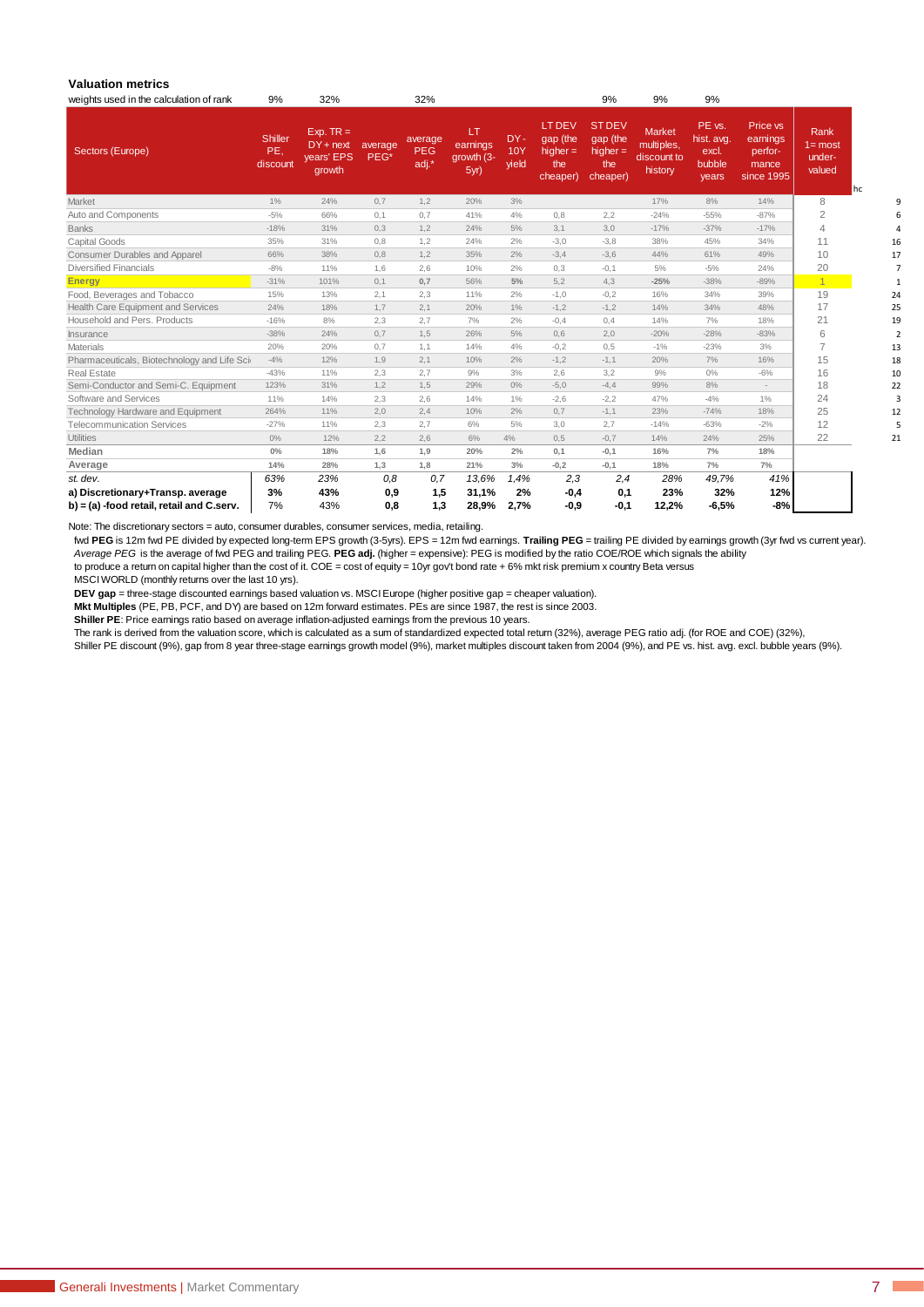### Valuation metrics

| Sectors (Europe) | Shiller PE, discount | Exp. TR = DY + next years' EPS growth | average PEG* | average PEG adj.* | LT earnings growth (3-5yr) | DY - 10Y yield | LT DEV gap (the higher = the cheaper) | ST DEV gap (the higher = the cheaper) | Market multiples, discount to history | PE vs. hist. avg. excl. bubble years | Price vs earnings perfor-mance since 1995 | Rank 1= most under-valued | hc |
|---|---|---|---|---|---|---|---|---|---|---|---|---|---|
| weights used in the calculation of rank | 9% | 32% | | 32% | | | | 9% | 9% | 9% | | | |
| Market | 1% | 24% | 0,7 | 1,2 | 20% | 3% | | | 17% | 8% | 14% | 8 | 9 |
| Auto and Components | -5% | 66% | 0,1 | 0,7 | 41% | 4% | 0,8 | 2,2 | -24% | -55% | -87% | 2 | 6 |
| Banks | -18% | 31% | 0,3 | 1,2 | 24% | 5% | 3,1 | 3,0 | -17% | -37% | -17% | 4 | 4 |
| Capital Goods | 35% | 31% | 0,8 | 1,2 | 24% | 2% | -3,0 | -3,8 | 38% | 45% | 34% | 11 | 16 |
| Consumer Durables and Apparel | 66% | 38% | 0,8 | 1,2 | 35% | 2% | -3,4 | -3,6 | 44% | 61% | 49% | 10 | 17 |
| Diversified Financials | -8% | 11% | 1,6 | 2,6 | 10% | 2% | 0,3 | -0,1 | 5% | -5% | 24% | 20 | 7 |
| **Energy** | -31% | 101% | 0,1 | **0,7** | 56% | **5%** | 5,2 | 4,3 | **-25%** | -38% | -89% | 1 | 1 |
| Food, Beverages and Tobacco | 15% | 13% | 2,1 | 2,3 | 11% | 2% | -1,0 | -0,2 | 16% | 34% | 39% | 19 | 24 |
| Health Care Equipment and Services | 24% | 18% | 1,7 | 2,1 | 20% | 1% | -1,2 | -1,2 | 14% | 34% | 48% | 17 | 25 |
| Household and Pers. Products | -16% | 8% | 2,3 | 2,7 | 7% | 2% | -0,4 | 0,4 | 14% | 7% | 18% | 21 | 19 |
| Insurance | -38% | 24% | 0,7 | 1,5 | 26% | 5% | 0,6 | 2,0 | -20% | -28% | -83% | 6 | 2 |
| Materials | 20% | 20% | 0,7 | 1,1 | 14% | 4% | -0,2 | 0,5 | -1% | -23% | 3% | 7 | 13 |
| Pharmaceuticals, Biotechnology and Life Sci | -4% | 12% | 1,9 | 2,1 | 10% | 2% | -1,2 | -1,1 | 20% | 7% | 16% | 15 | 18 |
| Real Estate | -43% | 11% | 2,3 | 2,7 | 9% | 3% | 2,6 | 3,2 | 9% | 0% | -6% | 16 | 10 |
| Semi-Conductor and Semi-C. Equipment | 123% | 31% | 1,2 | 1,5 | 29% | 0% | -5,0 | -4,4 | 99% | 8% | - | 18 | 22 |
| Software and Services | 11% | 14% | 2,3 | 2,6 | 14% | 1% | -2,6 | -2,2 | 47% | -4% | 1% | 24 | 3 |
| Technology Hardware and Equipment | 264% | 11% | 2,0 | 2,4 | 10% | 2% | 0,7 | -1,1 | 23% | -74% | 18% | 25 | 12 |
| Telecommunication Services | -27% | 11% | 2,3 | 2,7 | 6% | 5% | 3,0 | 2,7 | -14% | -63% | -2% | 12 | 5 |
| Utilities | 0% | 12% | 2,2 | 2,6 | 6% | 4% | 0,5 | -0,7 | 14% | 24% | 25% | 22 | 21 |
| **Median** | **0%** | **18%** | **1,6** | **1,9** | **20%** | **2%** | **0,1** | **-0,1** | **16%** | **7%** | **18%** | | |
| **Average** | **14%** | **28%** | **1,3** | **1,8** | **21%** | **3%** | **-0,2** | **-0,1** | **18%** | **7%** | **7%** | | |
| *st. dev.* | *63%* | *23%* | *0,8* | *0,7* | *13,6%* | *1,4%* | *2,3* | *2,4* | *28%* | *49,7%* | *41%* | | |
| **a) Discretionary+Transp. average** | **3%** | **43%** | **0,9** | **1,5** | **31,1%** | **2%** | **-0,4** | **0,1** | **23%** | **32%** | **12%** | | |
| **b) = (a) -food retail, retail and C.serv.** | 7% | 43% | **0,8** | **1,3** | **28,9%** | **2,7%** | **-0,9** | **-0,1** | **12,2%** | **-6,5%** | **-8%** | | |

Note: The discretionary sectors = auto, consumer durables, consumer services, media, retailing.

fwd **PEG** is 12m fwd PE divided by expected long-term EPS growth (3-5yrs). EPS = 12m fwd earnings. **Trailing PEG** = trailing PE divided by earnings growth (3yr fwd vs current year). *Average PEG* is the average of fwd PEG and trailing PEG. **PEG adj.** (higher = expensive): PEG is modified by the ratio COE/ROE which signals the ability to produce a return on capital higher than the cost of it. COE = cost of equity = 10yr gov't bond rate + 6% mkt risk premium x country Beta versus MSCI WORLD (monthly returns over the last 10 yrs).

**DEV gap** = three-stage discounted earnings based valuation vs. MSCI Europe (higher positive gap = cheaper valuation).

**Mkt Multiples** (PE, PB, PCF, and DY) are based on 12m forward estimates. PEs are since 1987, the rest is since 2003.

**Shiller PE**: Price earnings ratio based on average inflation-adjusted earnings from the previous 10 years.

The rank is derived from the valuation score, which is calculated as a sum of standardized expected total return (32%), average PEG ratio adj. (for ROE and COE) (32%), Shiller PE discount (9%), gap from 8 year three-stage earnings growth model (9%), market multiples discount taken from 2004 (9%), and PE vs. hist. avg. excl. bubble years (9%).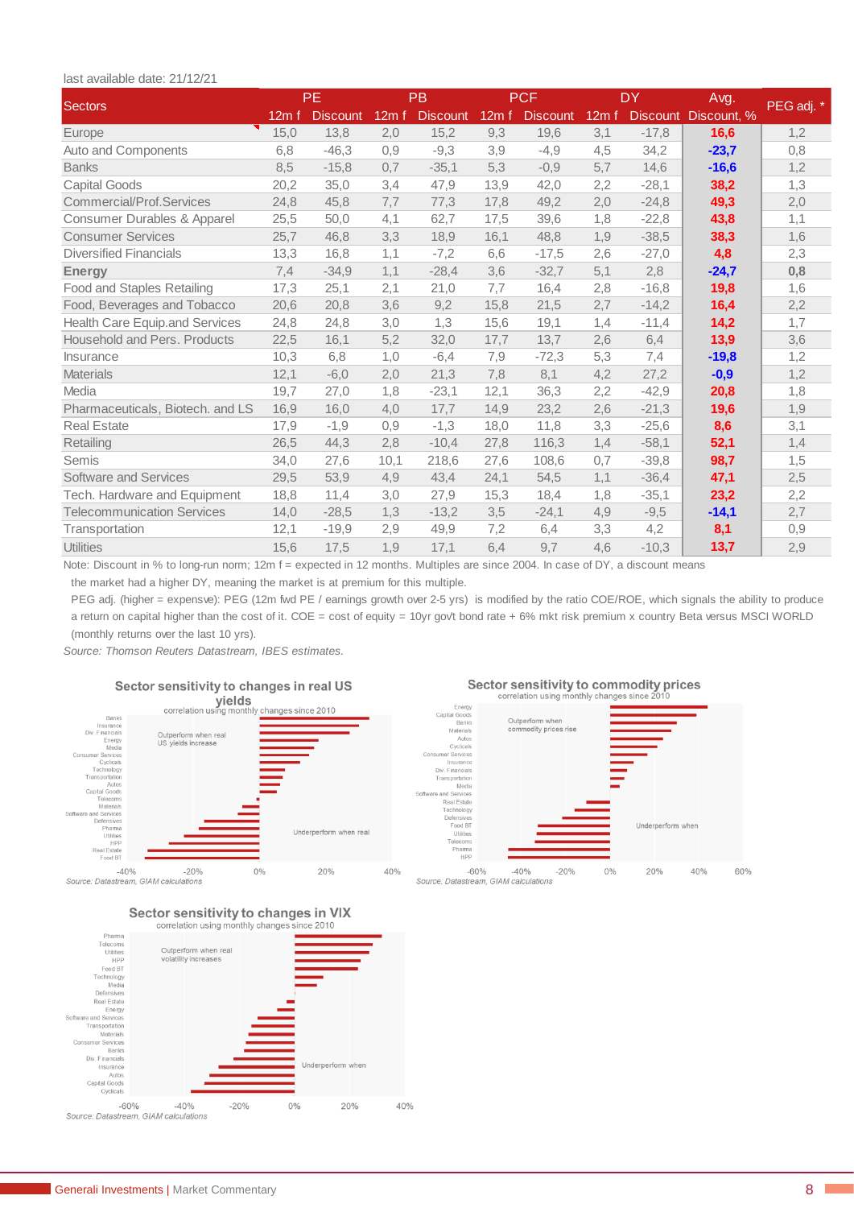last available date: 21/12/21

| Sectors | PE |  | PB |  | PCF |  | DY |  | Avg. | PEG adj. * |
|---|---|---|---|---|---|---|---|---|---|---|
|  | 12m f | Discount | 12m f | Discount | 12m f | Discount | 12m f | Discount | Discount, % |  |
| Europe | 15,0 | 13,8 | 2,0 | 15,2 | 9,3 | 19,6 | 3,1 | -17,8 | **16,6** | 1,2 |
| Auto and Components | 6,8 | -46,3 | 0,9 | -9,3 | 3,9 | -4,9 | 4,5 | 34,2 | **-23,7** | 0,8 |
| Banks | 8,5 | -15,8 | 0,7 | -35,1 | 5,3 | -0,9 | 5,7 | 14,6 | **-16,6** | 1,2 |
| Capital Goods | 20,2 | 35,0 | 3,4 | 47,9 | 13,9 | 42,0 | 2,2 | -28,1 | **38,2** | 1,3 |
| Commercial/Prof.Services | 24,8 | 45,8 | 7,7 | 77,3 | 17,8 | 49,2 | 2,0 | -24,8 | **49,3** | 2,0 |
| Consumer Durables & Apparel | 25,5 | 50,0 | 4,1 | 62,7 | 17,5 | 39,6 | 1,8 | -22,8 | **43,8** | 1,1 |
| Consumer Services | 25,7 | 46,8 | 3,3 | 18,9 | 16,1 | 48,8 | 1,9 | -38,5 | **38,3** | 1,6 |
| Diversified Financials | 13,3 | 16,8 | 1,1 | -7,2 | 6,6 | -17,5 | 2,6 | -27,0 | **4,8** | 2,3 |
| **Energy** | 7,4 | -34,9 | 1,1 | -28,4 | 3,6 | -32,7 | 5,1 | 2,8 | **-24,7** | **0,8** |
| Food and Staples Retailing | 17,3 | 25,1 | 2,1 | 21,0 | 7,7 | 16,4 | 2,8 | -16,8 | **19,8** | 1,6 |
| Food, Beverages and Tobacco | 20,6 | 20,8 | 3,6 | 9,2 | 15,8 | 21,5 | 2,7 | -14,2 | **16,4** | 2,2 |
| Health Care Equip.and Services | 24,8 | 24,8 | 3,0 | 1,3 | 15,6 | 19,1 | 1,4 | -11,4 | **14,2** | 1,7 |
| Household and Pers. Products | 22,5 | 16,1 | 5,2 | 32,0 | 17,7 | 13,7 | 2,6 | 6,4 | **13,9** | 3,6 |
| Insurance | 10,3 | 6,8 | 1,0 | -6,4 | 7,9 | -72,3 | 5,3 | 7,4 | **-19,8** | 1,2 |
| Materials | 12,1 | -6,0 | 2,0 | 21,3 | 7,8 | 8,1 | 4,2 | 27,2 | **-0,9** | 1,2 |
| Media | 19,7 | 27,0 | 1,8 | -23,1 | 12,1 | 36,3 | 2,2 | -42,9 | **20,8** | 1,8 |
| Pharmaceuticals, Biotech. and LS | 16,9 | 16,0 | 4,0 | 17,7 | 14,9 | 23,2 | 2,6 | -21,3 | **19,6** | 1,9 |
| Real Estate | 17,9 | -1,9 | 0,9 | -1,3 | 18,0 | 11,8 | 3,3 | -25,6 | **8,6** | 3,1 |
| Retailing | 26,5 | 44,3 | 2,8 | -10,4 | 27,8 | 116,3 | 1,4 | -58,1 | **52,1** | 1,4 |
| Semis | 34,0 | 27,6 | 10,1 | 218,6 | 27,6 | 108,6 | 0,7 | -39,8 | **98,7** | 1,5 |
| Software and Services | 29,5 | 53,9 | 4,9 | 43,4 | 24,1 | 54,5 | 1,1 | -36,4 | **47,1** | 2,5 |
| Tech. Hardware and Equipment | 18,8 | 11,4 | 3,0 | 27,9 | 15,3 | 18,4 | 1,8 | -35,1 | **23,2** | 2,2 |
| Telecommunication Services | 14,0 | -28,5 | 1,3 | -13,2 | 3,5 | -24,1 | 4,9 | -9,5 | **-14,1** | 2,7 |
| Transportation | 12,1 | -19,9 | 2,9 | 49,9 | 7,2 | 6,4 | 3,3 | 4,2 | **8,1** | 0,9 |
| Utilities | 15,6 | 17,5 | 1,9 | 17,1 | 6,4 | 9,7 | 4,6 | -10,3 | **13,7** | 2,9 |

Note: Discount in % to long-run norm; 12m f = expected in 12 months. Multiples are since 2004. In case of DY, a discount means the market had a higher DY, meaning the market is at premium for this multiple.

PEG adj. (higher = expensive): PEG (12m fwd PE / earnings growth over 2-5 yrs) is modified by the ratio COE/ROE, which signals the ability to produce a return on capital higher than the cost of it. COE = cost of equity = 10yr govt bond rate + 6% mkt risk premium x country Beta versus MSCI WORLD (monthly returns over the last 10 yrs).

*Source: Thomson Reuters Datastream, IBES estimates.*

**Sector sensitivity to changes in real US yields**
correlation using monthly changes since 2010

*Source: Datastream, GIAM calculations*

**Sector sensitivity to commodity prices**
correlation using monthly changes since 2010

*Source: Datastream, GIAM calculations*

**Sector sensitivity to changes in VIX**
correlation using monthly changes since 2010

*Source: Datastream, GIAM calculations*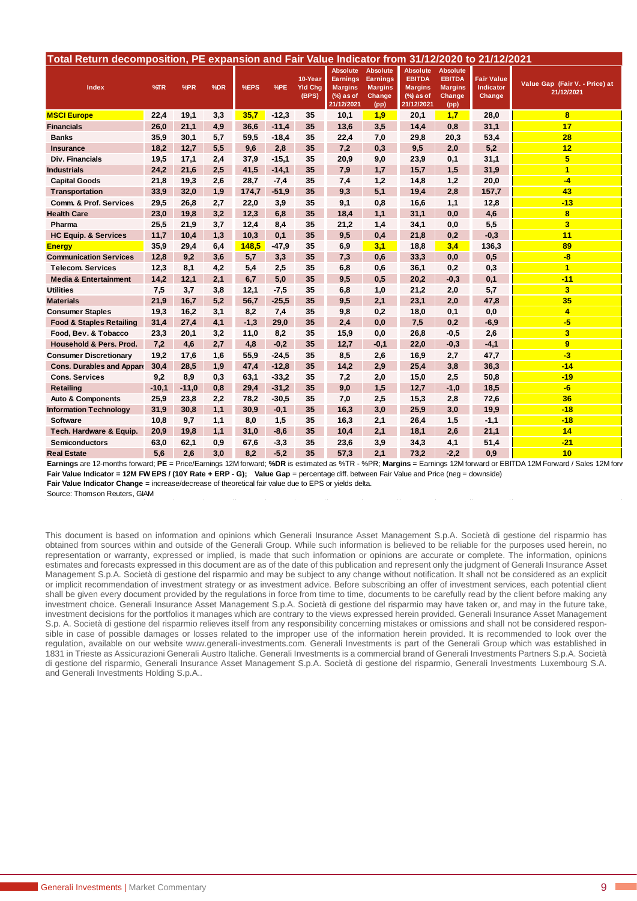## Total Return decomposition, PE expansion and Fair Value Indicator from 31/12/2020 to 21/12/2021

| Index | %TR | %PR | %DR | %EPS | %PE | 10-Year Yld Chg (BPS) | Absolute Earnings Margins (%) as of 21/12/2021 | Absolute Earnings Margins Change (pp) | Absolute EBITDA Margins (%) as of 21/12/2021 | Absolute EBITDA Margins Change (pp) | Fair Value Indicator Change | Value Gap (Fair V. - Price) at 21/12/2021 |
|---|---|---|---|---|---|---|---|---|---|---|---|---|
| **MSCI Europe** | 22,4 | 19,1 | 3,3 | 35,7 | -12,3 | 35 | 10,1 | 1,9 | 20,1 | 1,7 | 28,0 | 8 |
| **Financials** | 26,0 | 21,1 | 4,9 | 36,6 | -11,4 | 35 | 13,6 | 3,5 | 14,4 | 0,8 | 31,1 | 17 |
| Banks | 35,9 | 30,1 | 5,7 | 59,5 | -18,4 | 35 | 22,4 | 7,0 | 29,8 | 20,3 | 53,4 | 28 |
| Insurance | 18,2 | 12,7 | 5,5 | 9,6 | 2,8 | 35 | 7,2 | 0,3 | 9,5 | 2,0 | 5,2 | 12 |
| Div. Financials | 19,5 | 17,1 | 2,4 | 37,9 | -15,1 | 35 | 20,9 | 9,0 | 23,9 | 0,1 | 31,1 | 5 |
| **Industrials** | 24,2 | 21,6 | 2,5 | 41,5 | -14,1 | 35 | 7,9 | 1,7 | 15,7 | 1,5 | 31,9 | 1 |
| Capital Goods | 21,8 | 19,3 | 2,6 | 28,7 | -7,4 | 35 | 7,4 | 1,2 | 14,8 | 1,2 | 20,0 | -4 |
| Transportation | 33,9 | 32,0 | 1,9 | 174,7 | -51,9 | 35 | 9,3 | 5,1 | 19,4 | 2,8 | 157,7 | 43 |
| Comm. & Prof. Services | 29,5 | 26,8 | 2,7 | 22,0 | 3,9 | 35 | 9,1 | 0,8 | 16,6 | 1,1 | 12,8 | -13 |
| **Health Care** | 23,0 | 19,8 | 3,2 | 12,3 | 6,8 | 35 | 18,4 | 1,1 | 31,1 | 0,0 | 4,6 | 8 |
| Pharma | 25,5 | 21,9 | 3,7 | 12,4 | 8,4 | 35 | 21,2 | 1,4 | 34,1 | 0,0 | 5,5 | 3 |
| HC Equip. & Services | 11,7 | 10,4 | 1,3 | 10,3 | 0,1 | 35 | 9,5 | 0,4 | 21,8 | 0,2 | -0,3 | 11 |
| **Energy** | 35,9 | 29,4 | 6,4 | 148,5 | -47,9 | 35 | 6,9 | 3,1 | 18,8 | 3,4 | 136,3 | 89 |
| **Communication Services** | 12,8 | 9,2 | 3,6 | 5,7 | 3,3 | 35 | 7,3 | 0,6 | 33,3 | 0,0 | 0,5 | -8 |
| Telecom. Services | 12,3 | 8,1 | 4,2 | 5,4 | 2,5 | 35 | 6,8 | 0,6 | 36,1 | 0,2 | 0,3 | 1 |
| Media & Entertainment | 14,2 | 12,1 | 2,1 | 6,7 | 5,0 | 35 | 9,5 | 0,5 | 20,2 | -0,3 | 0,1 | -11 |
| **Utilities** | 7,5 | 3,7 | 3,8 | 12,1 | -7,5 | 35 | 6,8 | 1,0 | 21,2 | 2,0 | 5,7 | 3 |
| **Materials** | 21,9 | 16,7 | 5,2 | 56,7 | -25,5 | 35 | 9,5 | 2,1 | 23,1 | 2,0 | 47,8 | 35 |
| **Consumer Staples** | 19,3 | 16,2 | 3,1 | 8,2 | 7,4 | 35 | 9,8 | 0,2 | 18,0 | 0,1 | 0,0 | 4 |
| Food & Staples Retailing | 31,4 | 27,4 | 4,1 | -1,3 | 29,0 | 35 | 2,4 | 0,0 | 7,5 | 0,2 | -6,9 | -5 |
| Food, Bev. & Tobacco | 23,3 | 20,1 | 3,2 | 11,0 | 8,2 | 35 | 15,9 | 0,0 | 26,8 | -0,5 | 2,6 | 3 |
| Household & Pers. Prod. | 7,2 | 4,6 | 2,7 | 4,8 | -0,2 | 35 | 12,7 | -0,1 | 22,0 | -0,3 | -4,1 | 9 |
| **Consumer Discretionary** | 19,2 | 17,6 | 1,6 | 55,9 | -24,5 | 35 | 8,5 | 2,6 | 16,9 | 2,7 | 47,7 | -3 |
| Cons. Durables and Appare | 30,4 | 28,5 | 1,9 | 47,4 | -12,8 | 35 | 14,2 | 2,9 | 25,4 | 3,8 | 36,3 | -14 |
| Cons. Services | 9,2 | 8,9 | 0,3 | 63,1 | -33,2 | 35 | 7,2 | 2,0 | 15,0 | 2,5 | 50,8 | -19 |
| Retailing | -10,1 | -11,0 | 0,8 | 29,4 | -31,2 | 35 | 9,0 | 1,5 | 12,7 | -1,0 | 18,5 | -6 |
| Auto & Components | 25,9 | 23,8 | 2,2 | 78,2 | -30,5 | 35 | 7,0 | 2,5 | 15,3 | 2,8 | 72,6 | 36 |
| **Information Technology** | 31,9 | 30,8 | 1,1 | 30,9 | -0,1 | 35 | 16,3 | 3,0 | 25,9 | 3,0 | 19,9 | -18 |
| Software | 10,8 | 9,7 | 1,1 | 8,0 | 1,5 | 35 | 16,3 | 2,1 | 26,4 | 1,5 | -1,1 | -18 |
| Tech. Hardware & Equip. | 20,9 | 19,8 | 1,1 | 31,0 | -8,6 | 35 | 10,4 | 2,1 | 18,1 | 2,6 | 21,1 | 14 |
| Semiconductors | 63,0 | 62,1 | 0,9 | 67,6 | -3,3 | 35 | 23,6 | 3,9 | 34,3 | 4,1 | 51,4 | -21 |
| **Real Estate** | 5,6 | 2,6 | 3,0 | 8,2 | -5,2 | 35 | 57,3 | 2,1 | 73,2 | -2,2 | 0,9 | 10 |

**Earnings** are 12-months forward; **PE** = Price/Earnings 12M forward; **%DR** is estimated as %TR - %PR; **Margins** = Earnings 12M forward or EBITDA 12M Forward / Sales 12M forv

**Fair Value Indicator = 12M FW EPS / (10Y Rate + ERP - G); Value Gap** = percentage diff. between Fair Value and Price (neg = downside)

**Fair Value Indicator Change** = increase/decrease of theoretical fair value due to EPS or yields delta.

Source: Thomson Reuters, GIAM

This document is based on information and opinions which Generali Insurance Asset Management S.p.A. Società di gestione del risparmio has obtained from sources within and outside of the Generali Group. While such information is believed to be reliable for the purposes used herein, no representation or warranty, expressed or implied, is made that such information or opinions are accurate or complete. The information, opinions estimates and forecasts expressed in this document are as of the date of this publication and represent only the judgment of Generali Insurance Asset Management S.p.A. Società di gestione del risparmio and may be subject to any change without notification. It shall not be considered as an explicit or implicit recommendation of investment strategy or as investment advice. Before subscribing an offer of investment services, each potential client shall be given every document provided by the regulations in force from time to time, documents to be carefully read by the client before making any investment choice. Generali Insurance Asset Management S.p.A. Società di gestione del risparmio may have taken or, and may in the future take, investment decisions for the portfolios it manages which are contrary to the views expressed herein provided. Generali Insurance Asset Management S.p. A. Società di gestione del risparmio relieves itself from any responsibility concerning mistakes or omissions and shall not be considered responsible in case of possible damages or losses related to the improper use of the information herein provided. It is recommended to look over the regulation, available on our website www.generali-investments.com. Generali Investments is part of the Generali Group which was established in 1831 in Trieste as Assicurazioni Generali Austro Italiche. Generali Investments is a commercial brand of Generali Investments Partners S.p.A. Società di gestione del risparmio, Generali Insurance Asset Management S.p.A. Società di gestione del risparmio, Generali Investments Luxembourg S.A. and Generali Investments Holding S.p.A..